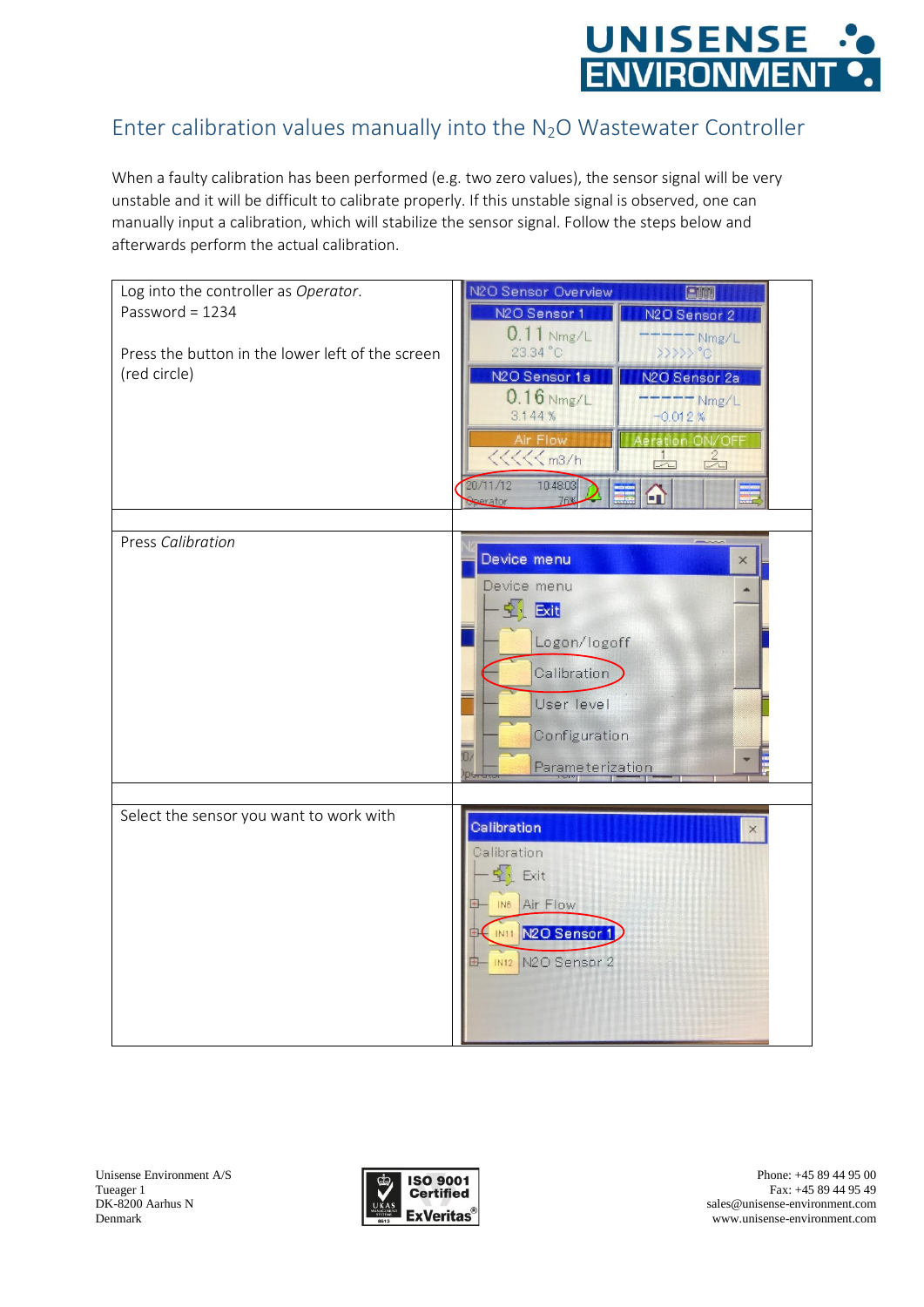# Enter calibration values manually into the $N_2O$ Wastewater Controller

When a faulty calibration has been performed (e.g. two zero values), the sensor signal will be very unstable and it will be difficult to calibrate properly. If this unstable signal is observed, one can manually input a calibration, which will stabilize the sensor signal. Follow the steps below and afterwards perform the actual calibration.

| | |
|---|---|
| Log into the controller as *Operator*.<br>Password = 1234<br><br>Press the button in the lower left of the screen (red circle) | |
| | |
| Press *Calibration* | |
| | |
| Select the sensor you want to work with | |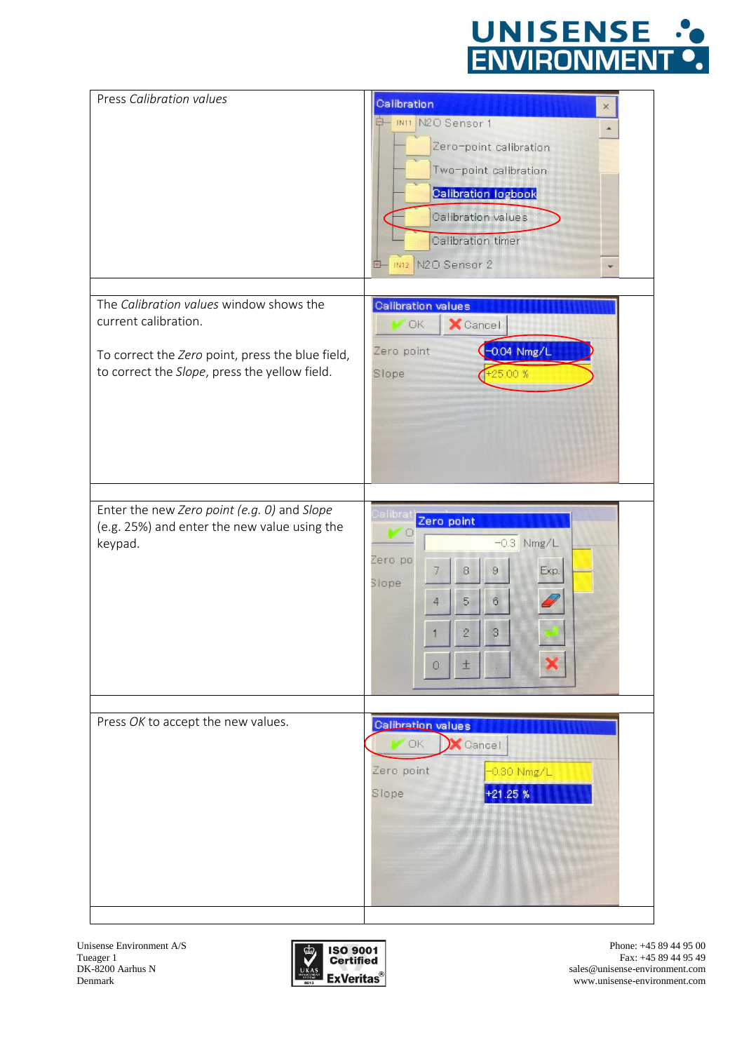| | |
|---|---|
| Press *Calibration values* | |
| | |
| The *Calibration values* window shows the current calibration.<br><br>To correct the *Zero* point, press the blue field, to correct the *Slope*, press the yellow field. | |
| | |
| Enter the new *Zero point (e.g. 0)* and *Slope* (e.g. 25%) and enter the new value using the keypad. | |
| | |
| Press *OK* to accept the new values. | |
| | |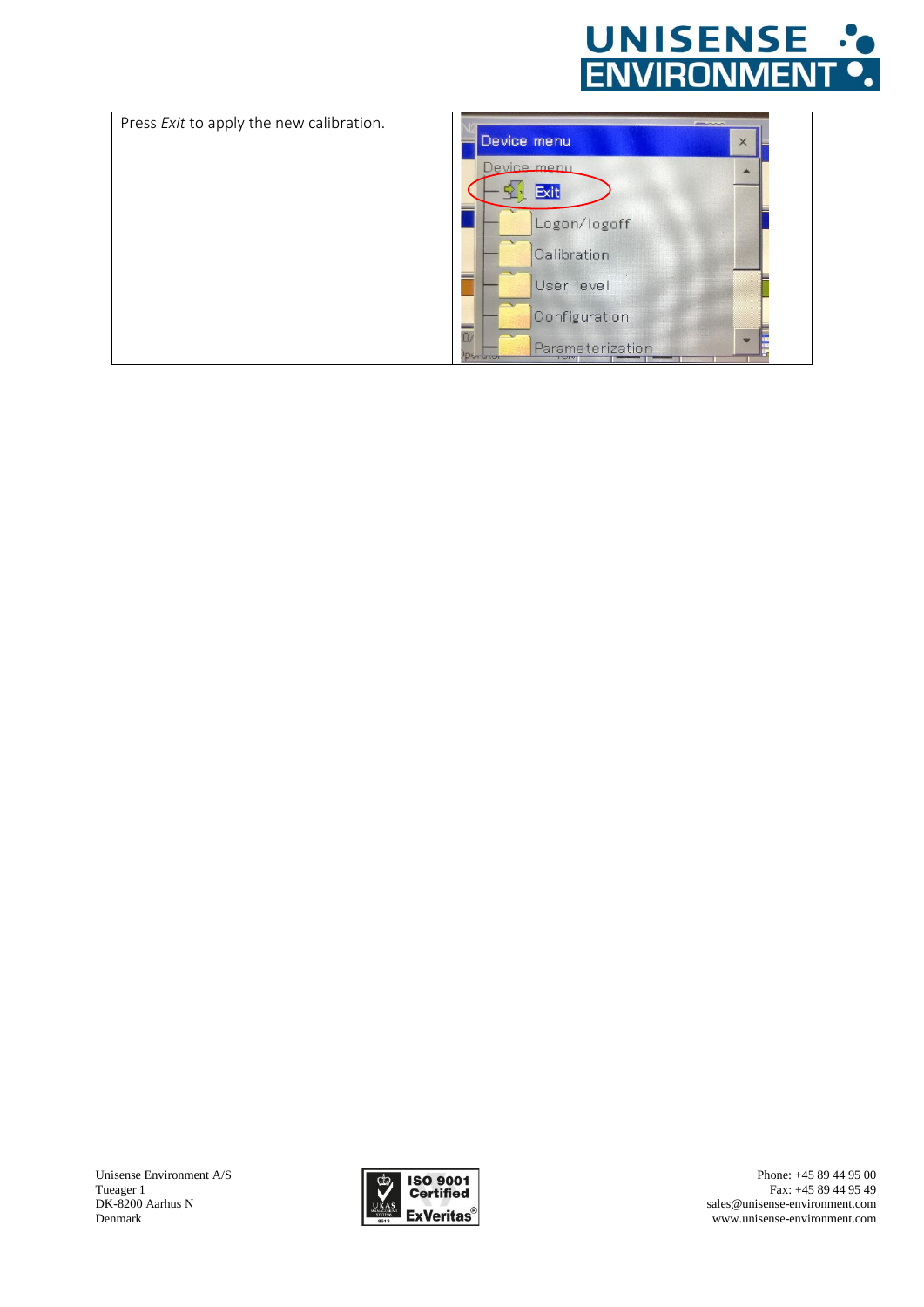| | |
|---|---|
| Press *Exit* to apply the new calibration. | |